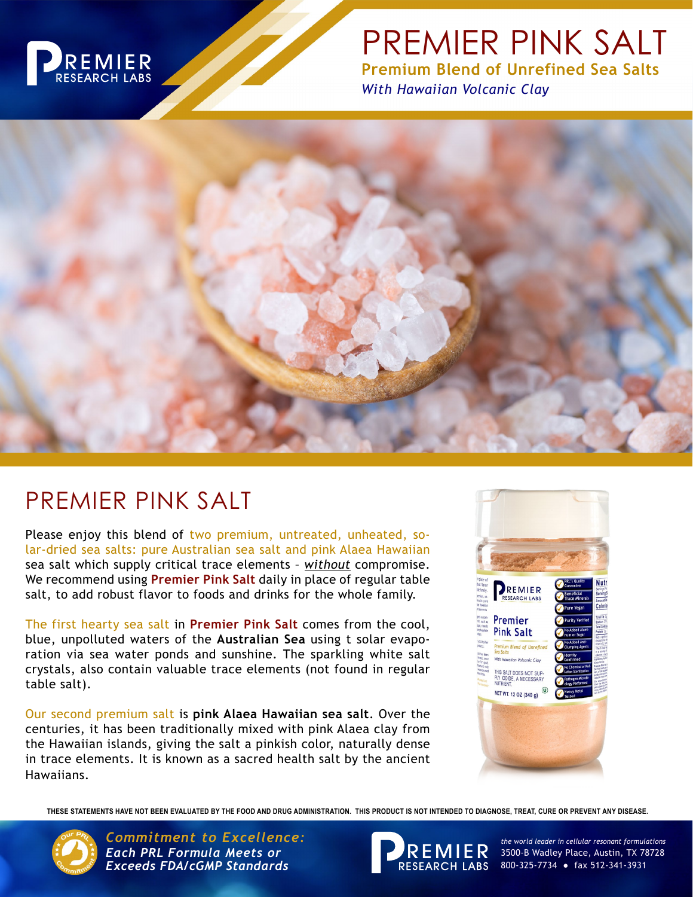# PREMIER PINK SALT

**Premium Blend of Unrefined Sea Salts**

*With Hawaiian Volcanic Clay*

## PREMIER PINK SALT

Please enjoy this blend of two premium, untreated, unheated, solar-dried sea salts: pure Australian sea salt and pink Alaea Hawaiian sea salt which supply critical trace elements – ***without*** compromise. We recommend using **Premier Pink Salt** daily in place of regular table salt, to add robust flavor to foods and drinks for the whole family.

The first hearty sea salt in **Premier Pink Salt** comes from the cool, blue, unpolluted waters of the **Australian Sea** using t solar evaporation via sea water ponds and sunshine. The sparkling white salt crystals, also contain valuable trace elements (not found in regular table salt).

Our second premium salt is **pink Alaea Hawaiian sea salt**. Over the centuries, it has been traditionally mixed with pink Alaea clay from the Hawaiian islands, giving the salt a pinkish color, naturally dense in trace elements. It is known as a sacred health salt by the ancient Hawaiians.

**THESE STATEMENTS HAVE NOT BEEN EVALUATED BY THE FOOD AND DRUG ADMINISTRATION. THIS PRODUCT IS NOT INTENDED TO DIAGNOSE, TREAT, CURE OR PREVENT ANY DISEASE.**

***Commitment to Excellence:***
***Each PRL Formula Meets or Exceeds FDA/cGMP Standards***

PREMIER RESEARCH LABS

*the world leader in cellular resonant formulations*
3500-B Wadley Place, Austin, TX 78728
800-325-7734 • fax 512-341-3931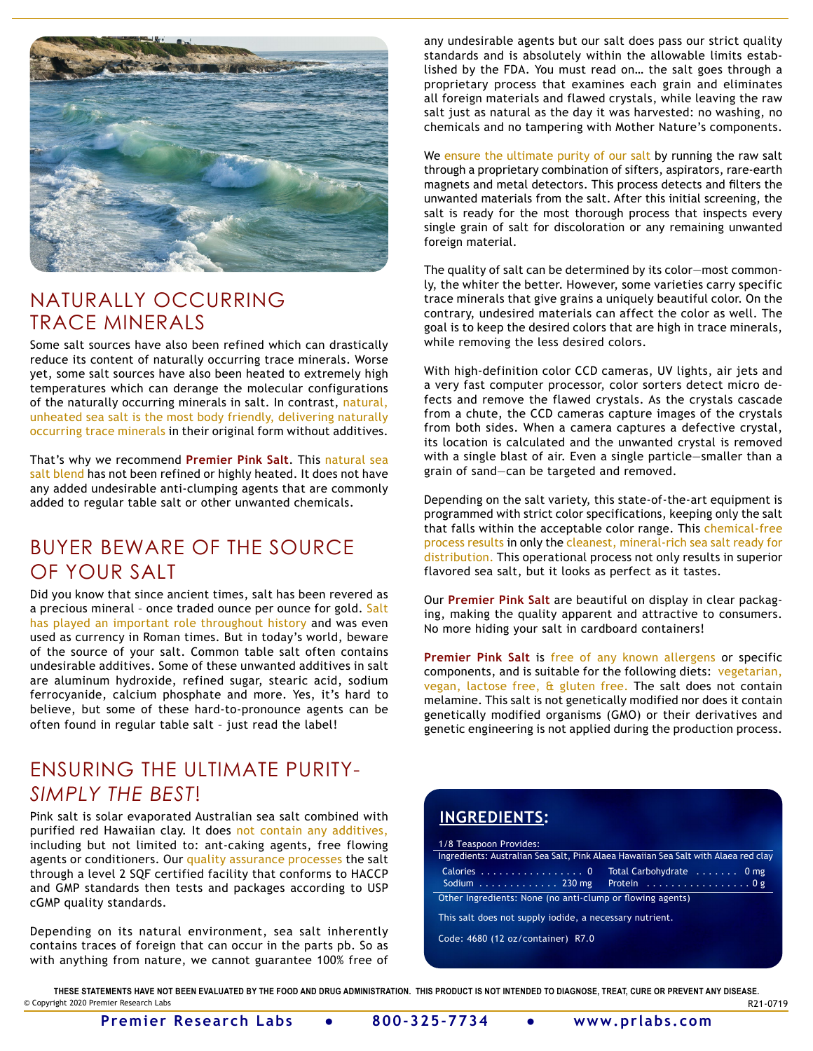## NATURALLY OCCURRING TRACE MINERALS

Some salt sources have also been refined which can drastically reduce its content of naturally occurring trace minerals. Worse yet, some salt sources have also been heated to extremely high temperatures which can derange the molecular configurations of the naturally occurring minerals in salt. In contrast, natural, unheated sea salt is the most body friendly, delivering naturally occurring trace minerals in their original form without additives.

That's why we recommend **Premier Pink Salt**. This natural sea salt blend has not been refined or highly heated. It does not have any added undesirable anti-clumping agents that are commonly added to regular table salt or other unwanted chemicals.

## BUYER BEWARE OF THE SOURCE OF YOUR SALT

Did you know that since ancient times, salt has been revered as a precious mineral – once traded ounce per ounce for gold. Salt has played an important role throughout history and was even used as currency in Roman times. But in today's world, beware of the source of your salt. Common table salt often contains undesirable additives. Some of these unwanted additives in salt are aluminum hydroxide, refined sugar, stearic acid, sodium ferrocyanide, calcium phosphate and more. Yes, it's hard to believe, but some of these hard-to-pronounce agents can be often found in regular table salt – just read the label!

## ENSURING THE ULTIMATE PURITY- *SIMPLY THE BEST*!

Pink salt is solar evaporated Australian sea salt combined with purified red Hawaiian clay. It does not contain any additives, including but not limited to: ant-caking agents, free flowing agents or conditioners. Our quality assurance processes the salt through a level 2 SQF certified facility that conforms to HACCP and GMP standards then tests and packages according to USP cGMP quality standards.

Depending on its natural environment, sea salt inherently contains traces of foreign that can occur in the parts pb. So as with anything from nature, we cannot guarantee 100% free of any undesirable agents but our salt does pass our strict quality standards and is absolutely within the allowable limits established by the FDA. You must read on… the salt goes through a proprietary process that examines each grain and eliminates all foreign materials and flawed crystals, while leaving the raw salt just as natural as the day it was harvested: no washing, no chemicals and no tampering with Mother Nature's components.

We ensure the ultimate purity of our salt by running the raw salt through a proprietary combination of sifters, aspirators, rare-earth magnets and metal detectors. This process detects and filters the unwanted materials from the salt. After this initial screening, the salt is ready for the most thorough process that inspects every single grain of salt for discoloration or any remaining unwanted foreign material.

The quality of salt can be determined by its color—most commonly, the whiter the better. However, some varieties carry specific trace minerals that give grains a uniquely beautiful color. On the contrary, undesired materials can affect the color as well. The goal is to keep the desired colors that are high in trace minerals, while removing the less desired colors.

With high-definition color CCD cameras, UV lights, air jets and a very fast computer processor, color sorters detect micro defects and remove the flawed crystals. As the crystals cascade from a chute, the CCD cameras capture images of the crystals from both sides. When a camera captures a defective crystal, its location is calculated and the unwanted crystal is removed with a single blast of air. Even a single particle—smaller than a grain of sand—can be targeted and removed.

Depending on the salt variety, this state-of-the-art equipment is programmed with strict color specifications, keeping only the salt that falls within the acceptable color range. This chemical-free process results in only the cleanest, mineral-rich sea salt ready for distribution. This operational process not only results in superior flavored sea salt, but it looks as perfect as it tastes.

Our **Premier Pink Salt** are beautiful on display in clear packaging, making the quality apparent and attractive to consumers. No more hiding your salt in cardboard containers!

**Premier Pink Salt** is free of any known allergens or specific components, and is suitable for the following diets: vegetarian, vegan, lactose free, & gluten free. The salt does not contain melamine. This salt is not genetically modified nor does it contain genetically modified organisms (GMO) or their derivatives and genetic engineering is not applied during the production process.

### INGREDIENTS:

1/8 Teaspoon Provides:

Ingredients: Australian Sea Salt, Pink Alaea Hawaiian Sea Salt with Alaea red clay

| | | | |
|---|---|---|---|
| Calories | 0 | Total Carbohydrate | 0 mg |
| Sodium | 230 mg | Protein | 0 g |

Other Ingredients: None (no anti-clump or flowing agents)

This salt does not supply iodide, a necessary nutrient.

Code: 4680 (12 oz/container) R7.0

**THESE STATEMENTS HAVE NOT BEEN EVALUATED BY THE FOOD AND DRUG ADMINISTRATION. THIS PRODUCT IS NOT INTENDED TO DIAGNOSE, TREAT, CURE OR PREVENT ANY DISEASE.**

© Copyright 2020 Premier Research Labs R21-0719

**Premier Research Labs • 800-325-7734 • www.prlabs.com**